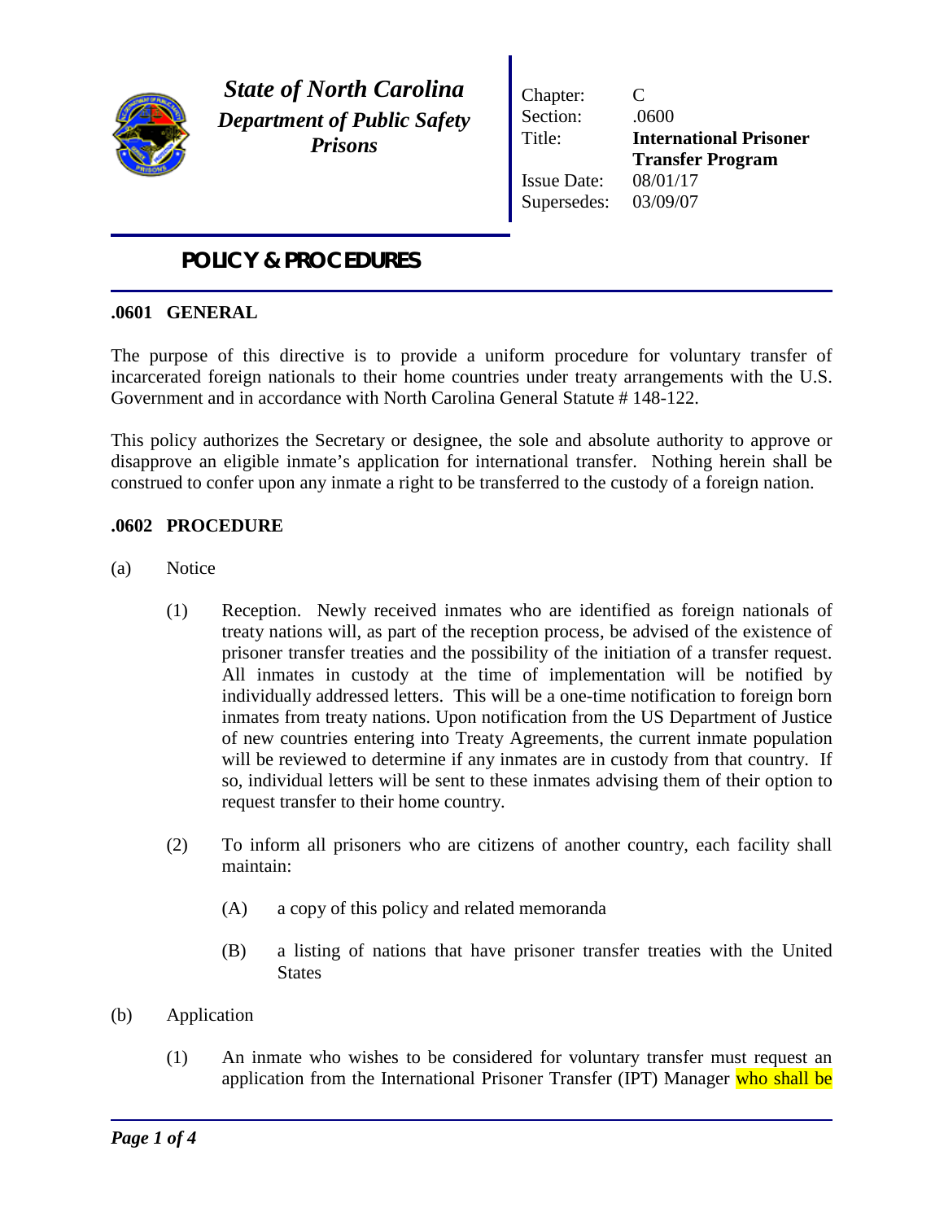# State of North Carolina
## Department of Public Safety
## Prisons

| | |
|---|---|
| Chapter: | C |
| Section: | .0600 |
| Title: | **International Prisoner Transfer Program** |
| Issue Date: | 08/01/17 |
| Supersedes: | 03/09/07 |

## POLICY & PROCEDURES

### .0601 GENERAL

The purpose of this directive is to provide a uniform procedure for voluntary transfer of incarcerated foreign nationals to their home countries under treaty arrangements with the U.S. Government and in accordance with North Carolina General Statute # 148-122.

This policy authorizes the Secretary or designee, the sole and absolute authority to approve or disapprove an eligible inmate's application for international transfer. Nothing herein shall be construed to confer upon any inmate a right to be transferred to the custody of a foreign nation.

### .0602 PROCEDURE

(a) Notice

(1) Reception. Newly received inmates who are identified as foreign nationals of treaty nations will, as part of the reception process, be advised of the existence of prisoner transfer treaties and the possibility of the initiation of a transfer request. All inmates in custody at the time of implementation will be notified by individually addressed letters. This will be a one-time notification to foreign born inmates from treaty nations. Upon notification from the US Department of Justice of new countries entering into Treaty Agreements, the current inmate population will be reviewed to determine if any inmates are in custody from that country. If so, individual letters will be sent to these inmates advising them of their option to request transfer to their home country.

(2) To inform all prisoners who are citizens of another country, each facility shall maintain:

(A) a copy of this policy and related memoranda

(B) a listing of nations that have prisoner transfer treaties with the United States

(b) Application

(1) An inmate who wishes to be considered for voluntary transfer must request an application from the International Prisoner Transfer (IPT) Manager who shall be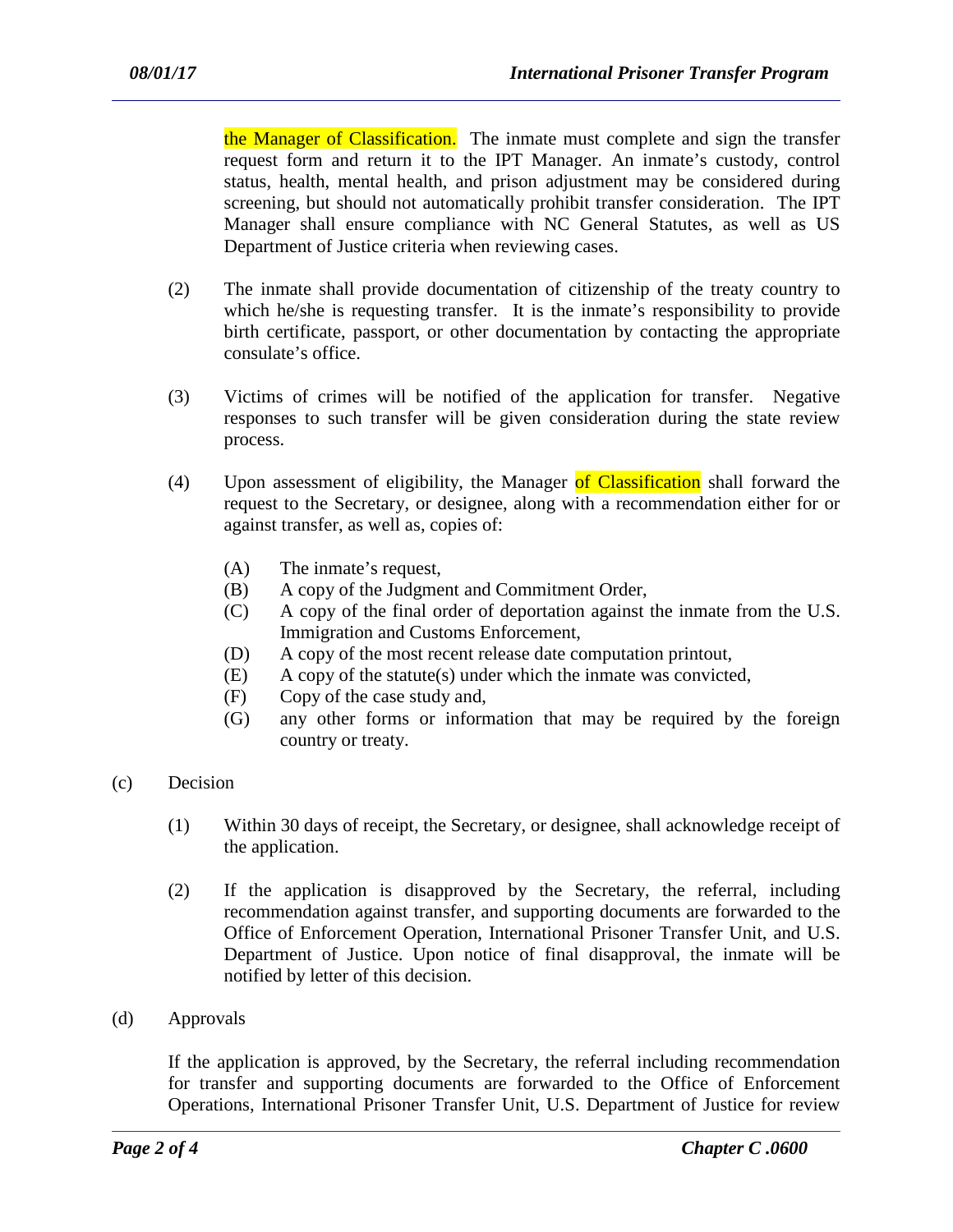the Manager of Classification. The inmate must complete and sign the transfer request form and return it to the IPT Manager. An inmate's custody, control status, health, mental health, and prison adjustment may be considered during screening, but should not automatically prohibit transfer consideration. The IPT Manager shall ensure compliance with NC General Statutes, as well as US Department of Justice criteria when reviewing cases.

(2) The inmate shall provide documentation of citizenship of the treaty country to which he/she is requesting transfer. It is the inmate's responsibility to provide birth certificate, passport, or other documentation by contacting the appropriate consulate's office.

(3) Victims of crimes will be notified of the application for transfer. Negative responses to such transfer will be given consideration during the state review process.

(4) Upon assessment of eligibility, the Manager of Classification shall forward the request to the Secretary, or designee, along with a recommendation either for or against transfer, as well as, copies of:

(A) The inmate's request,
(B) A copy of the Judgment and Commitment Order,
(C) A copy of the final order of deportation against the inmate from the U.S. Immigration and Customs Enforcement,
(D) A copy of the most recent release date computation printout,
(E) A copy of the statute(s) under which the inmate was convicted,
(F) Copy of the case study and,
(G) any other forms or information that may be required by the foreign country or treaty.

(c) Decision

(1) Within 30 days of receipt, the Secretary, or designee, shall acknowledge receipt of the application.

(2) If the application is disapproved by the Secretary, the referral, including recommendation against transfer, and supporting documents are forwarded to the Office of Enforcement Operation, International Prisoner Transfer Unit, and U.S. Department of Justice. Upon notice of final disapproval, the inmate will be notified by letter of this decision.

(d) Approvals

If the application is approved, by the Secretary, the referral including recommendation for transfer and supporting documents are forwarded to the Office of Enforcement Operations, International Prisoner Transfer Unit, U.S. Department of Justice for review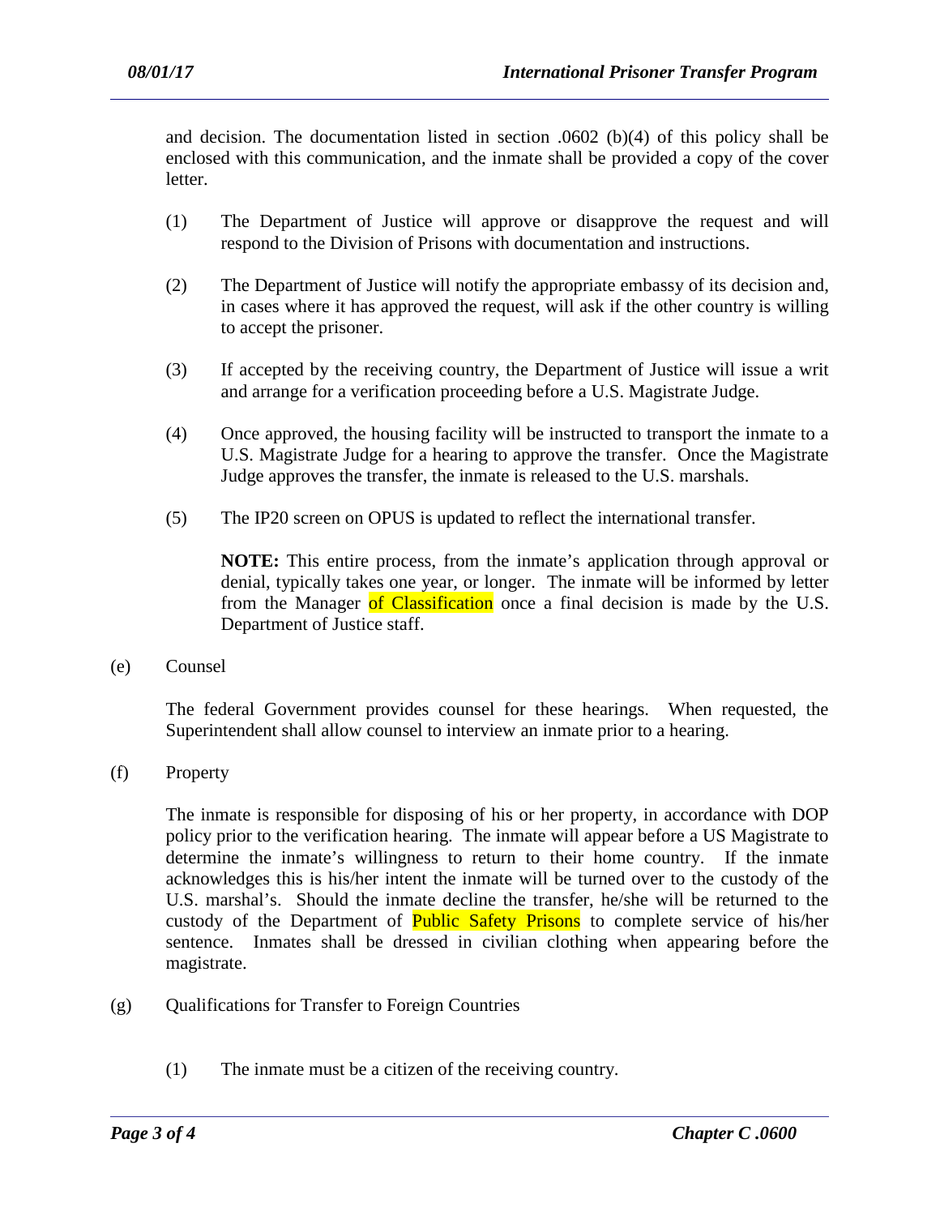and decision. The documentation listed in section .0602 (b)(4) of this policy shall be enclosed with this communication, and the inmate shall be provided a copy of the cover letter.

(1) The Department of Justice will approve or disapprove the request and will respond to the Division of Prisons with documentation and instructions.

(2) The Department of Justice will notify the appropriate embassy of its decision and, in cases where it has approved the request, will ask if the other country is willing to accept the prisoner.

(3) If accepted by the receiving country, the Department of Justice will issue a writ and arrange for a verification proceeding before a U.S. Magistrate Judge.

(4) Once approved, the housing facility will be instructed to transport the inmate to a U.S. Magistrate Judge for a hearing to approve the transfer. Once the Magistrate Judge approves the transfer, the inmate is released to the U.S. marshals.

(5) The IP20 screen on OPUS is updated to reflect the international transfer.

**NOTE:** This entire process, from the inmate's application through approval or denial, typically takes one year, or longer. The inmate will be informed by letter from the Manager of Classification once a final decision is made by the U.S. Department of Justice staff.

(e) Counsel

The federal Government provides counsel for these hearings. When requested, the Superintendent shall allow counsel to interview an inmate prior to a hearing.

(f) Property

The inmate is responsible for disposing of his or her property, in accordance with DOP policy prior to the verification hearing. The inmate will appear before a US Magistrate to determine the inmate's willingness to return to their home country. If the inmate acknowledges this is his/her intent the inmate will be turned over to the custody of the U.S. marshal's. Should the inmate decline the transfer, he/she will be returned to the custody of the Department of Public Safety Prisons to complete service of his/her sentence. Inmates shall be dressed in civilian clothing when appearing before the magistrate.

(g) Qualifications for Transfer to Foreign Countries

(1) The inmate must be a citizen of the receiving country.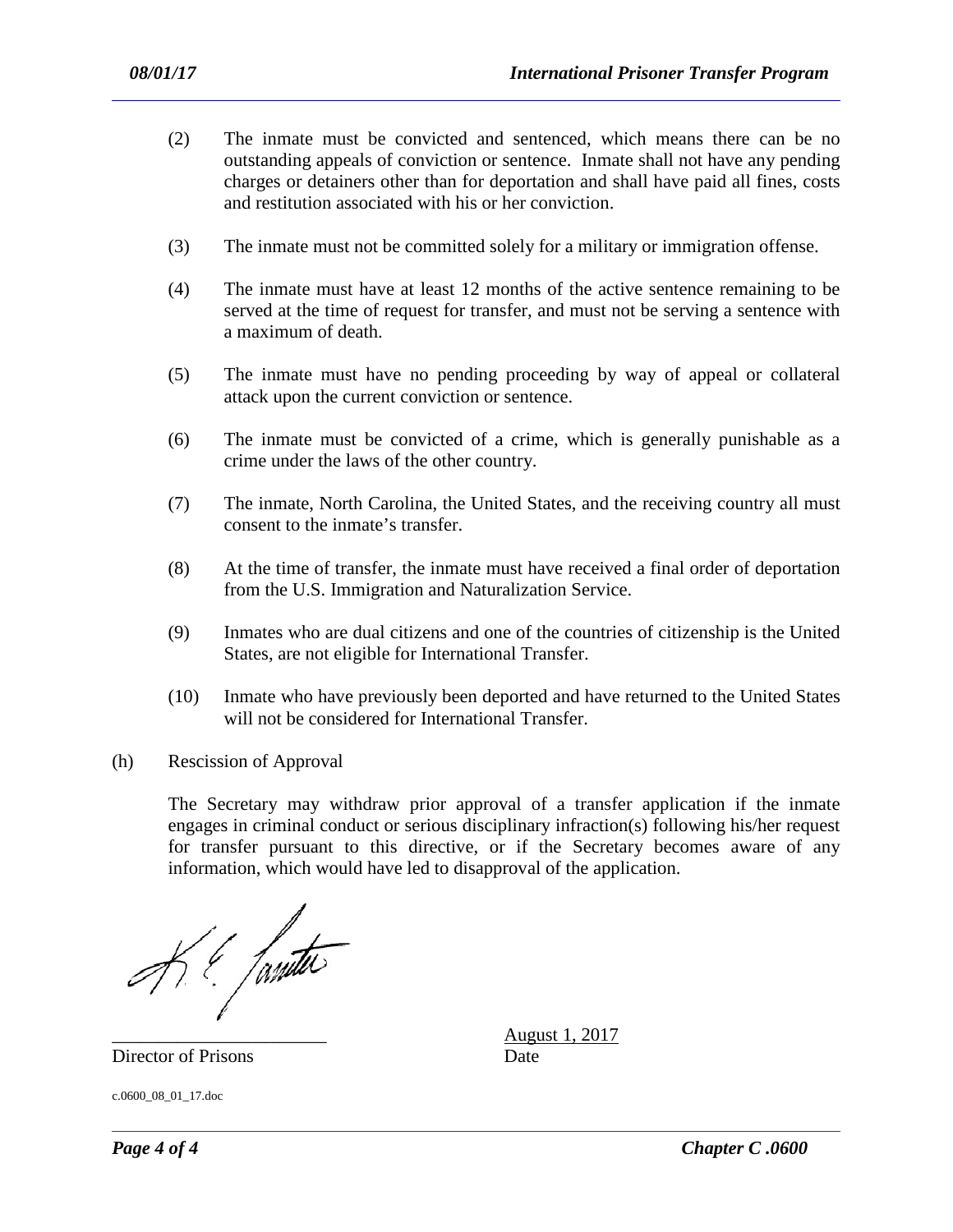(2) The inmate must be convicted and sentenced, which means there can be no outstanding appeals of conviction or sentence. Inmate shall not have any pending charges or detainers other than for deportation and shall have paid all fines, costs and restitution associated with his or her conviction.

(3) The inmate must not be committed solely for a military or immigration offense.

(4) The inmate must have at least 12 months of the active sentence remaining to be served at the time of request for transfer, and must not be serving a sentence with a maximum of death.

(5) The inmate must have no pending proceeding by way of appeal or collateral attack upon the current conviction or sentence.

(6) The inmate must be convicted of a crime, which is generally punishable as a crime under the laws of the other country.

(7) The inmate, North Carolina, the United States, and the receiving country all must consent to the inmate's transfer.

(8) At the time of transfer, the inmate must have received a final order of deportation from the U.S. Immigration and Naturalization Service.

(9) Inmates who are dual citizens and one of the countries of citizenship is the United States, are not eligible for International Transfer.

(10) Inmate who have previously been deported and have returned to the United States will not be considered for International Transfer.

(h) Rescission of Approval

The Secretary may withdraw prior approval of a transfer application if the inmate engages in criminal conduct or serious disciplinary infraction(s) following his/her request for transfer pursuant to this directive, or if the Secretary becomes aware of any information, which would have led to disapproval of the application.

_______________________ August 1, 2017

Director of Prisons Date

c.0600_08_01_17.doc